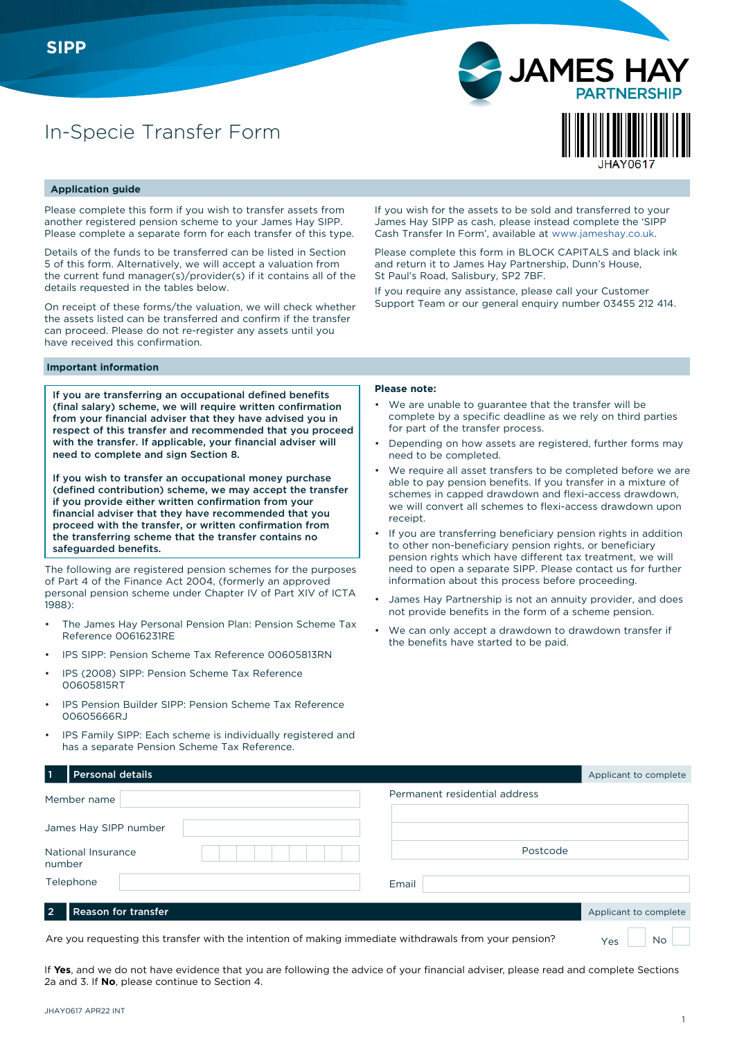SIPP

JAMES HAY PARTNERSHIP

JHAY0617

# In-Specie Transfer Form

## Application guide

Please complete this form if you wish to transfer assets from another registered pension scheme to your James Hay SIPP. Please complete a separate form for each transfer of this type.

Details of the funds to be transferred can be listed in Section 5 of this form. Alternatively, we will accept a valuation from the current fund manager(s)/provider(s) if it contains all of the details requested in the tables below.

On receipt of these forms/the valuation, we will check whether the assets listed can be transferred and confirm if the transfer can proceed. Please do not re-register any assets until you have received this confirmation.

If you wish for the assets to be sold and transferred to your James Hay SIPP as cash, please instead complete the 'SIPP Cash Transfer In Form', available at www.jameshay.co.uk.

Please complete this form in BLOCK CAPITALS and black ink and return it to James Hay Partnership, Dunn's House, St Paul's Road, Salisbury, SP2 7BF.

If you require any assistance, please call your Customer Support Team or our general enquiry number 03455 212 414.

## Important information

**If you are transferring an occupational defined benefits (final salary) scheme, we will require written confirmation from your financial adviser that they have advised you in respect of this transfer and recommended that you proceed with the transfer. If applicable, your financial adviser will need to complete and sign Section 8.**

**If you wish to transfer an occupational money purchase (defined contribution) scheme, we may accept the transfer if you provide either written confirmation from your financial adviser that they have recommended that you proceed with the transfer, or written confirmation from the transferring scheme that the transfer contains no safeguarded benefits.**

The following are registered pension schemes for the purposes of Part 4 of the Finance Act 2004, (formerly an approved personal pension scheme under Chapter IV of Part XIV of ICTA 1988):

- The James Hay Personal Pension Plan: Pension Scheme Tax Reference 00616231RE
- IPS SIPP: Pension Scheme Tax Reference 00605813RN
- IPS (2008) SIPP: Pension Scheme Tax Reference 00605815RT
- IPS Pension Builder SIPP: Pension Scheme Tax Reference 00605666RJ
- IPS Family SIPP: Each scheme is individually registered and has a separate Pension Scheme Tax Reference.

**Please note:**

- We are unable to guarantee that the transfer will be complete by a specific deadline as we rely on third parties for part of the transfer process.
- Depending on how assets are registered, further forms may need to be completed.
- We require all asset transfers to be completed before we are able to pay pension benefits. If you transfer in a mixture of schemes in capped drawdown and flexi-access drawdown, we will convert all schemes to flexi-access drawdown upon receipt.
- If you are transferring beneficiary pension rights in addition to other non-beneficiary pension rights, or beneficiary pension rights which have different tax treatment, we will need to open a separate SIPP. Please contact us for further information about this process before proceeding.
- James Hay Partnership is not an annuity provider, and does not provide benefits in the form of a scheme pension.
- We can only accept a drawdown to drawdown transfer if the benefits have started to be paid.

## 1 Personal details — Applicant to complete

Member name

James Hay SIPP number

National Insurance number

Telephone

Permanent residential address

Postcode

Email

## 2 Reason for transfer — Applicant to complete

Are you requesting this transfer with the intention of making immediate withdrawals from your pension? Yes ☐ No ☐

If **Yes**, and we do not have evidence that you are following the advice of your financial adviser, please read and complete Sections 2a and 3. If **No**, please continue to Section 4.

JHAY0617 APR22 INT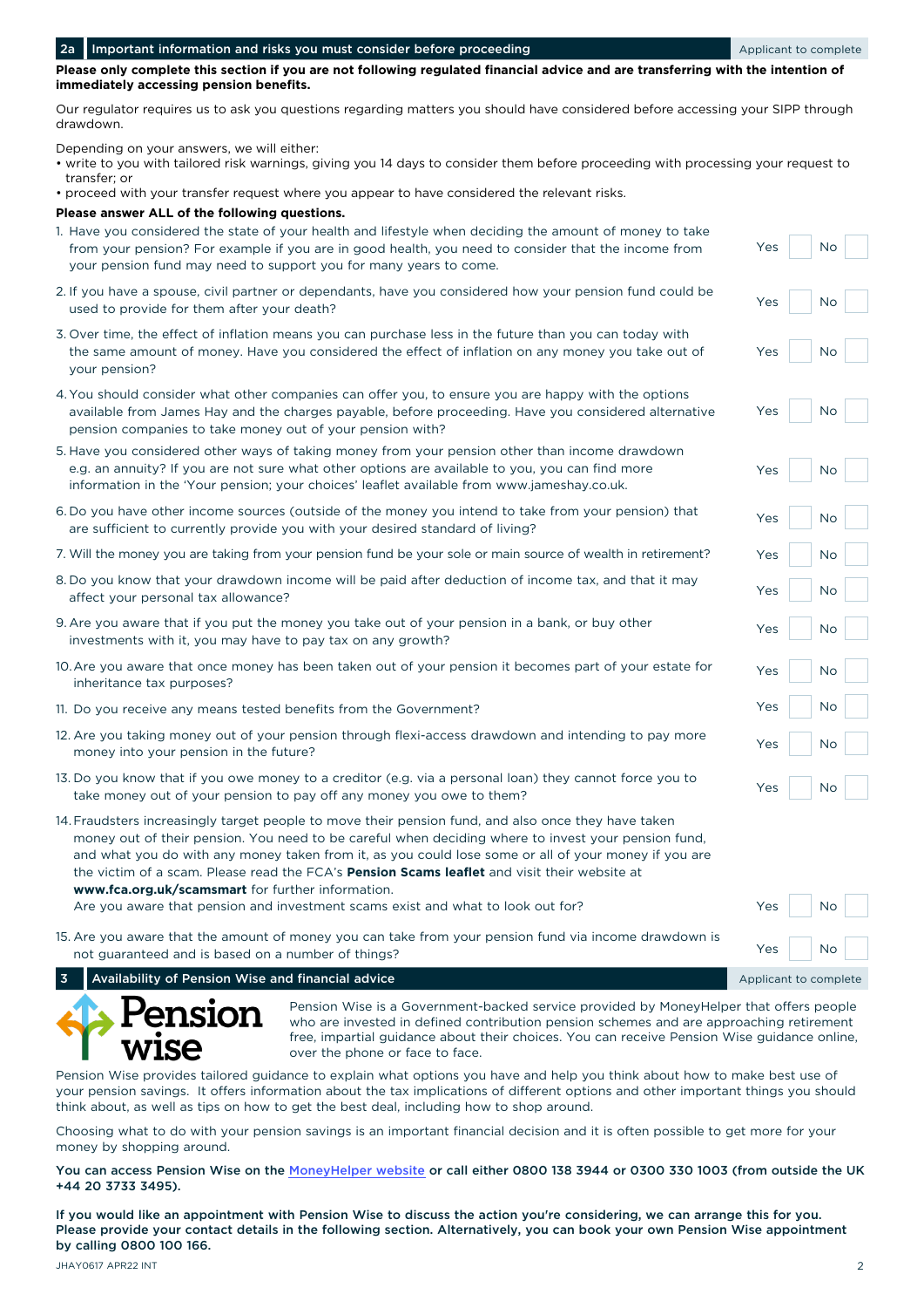## 2a Important information and risks you must consider before proceeding

Applicant to complete

**Please only complete this section if you are not following regulated financial advice and are transferring with the intention of immediately accessing pension benefits.**

Our regulator requires us to ask you questions regarding matters you should have considered before accessing your SIPP through drawdown.

Depending on your answers, we will either:

- write to you with tailored risk warnings, giving you 14 days to consider them before proceeding with processing your request to transfer; or
- proceed with your transfer request where you appear to have considered the relevant risks.

**Please answer ALL of the following questions.**

| Question | Yes | No |
|---|---|---|
| 1. Have you considered the state of your health and lifestyle when deciding the amount of money to take from your pension? For example if you are in good health, you need to consider that the income from your pension fund may need to support you for many years to come. | | |
| 2. If you have a spouse, civil partner or dependants, have you considered how your pension fund could be used to provide for them after your death? | | |
| 3. Over time, the effect of inflation means you can purchase less in the future than you can today with the same amount of money. Have you considered the effect of inflation on any money you take out of your pension? | | |
| 4. You should consider what other companies can offer you, to ensure you are happy with the options available from James Hay and the charges payable, before proceeding. Have you considered alternative pension companies to take money out of your pension with? | | |
| 5. Have you considered other ways of taking money from your pension other than income drawdown e.g. an annuity? If you are not sure what other options are available to you, you can find more information in the 'Your pension; your choices' leaflet available from www.jameshay.co.uk. | | |
| 6. Do you have other income sources (outside of the money you intend to take from your pension) that are sufficient to currently provide you with your desired standard of living? | | |
| 7. Will the money you are taking from your pension fund be your sole or main source of wealth in retirement? | | |
| 8. Do you know that your drawdown income will be paid after deduction of income tax, and that it may affect your personal tax allowance? | | |
| 9. Are you aware that if you put the money you take out of your pension in a bank, or buy other investments with it, you may have to pay tax on any growth? | | |
| 10. Are you aware that once money has been taken out of your pension it becomes part of your estate for inheritance tax purposes? | | |
| 11. Do you receive any means tested benefits from the Government? | | |
| 12. Are you taking money out of your pension through flexi-access drawdown and intending to pay more money into your pension in the future? | | |
| 13. Do you know that if you owe money to a creditor (e.g. via a personal loan) they cannot force you to take money out of your pension to pay off any money you owe to them? | | |
| 14. Fraudsters increasingly target people to move their pension fund, and also once they have taken money out of their pension. You need to be careful when deciding where to invest your pension fund, and what you do with any money taken from it, as you could lose some or all of your money if you are the victim of a scam. Please read the FCA's **Pension Scams leaflet** and visit their website at **www.fca.org.uk/scamsmart** for further information. Are you aware that pension and investment scams exist and what to look out for? | | |
| 15. Are you aware that the amount of money you can take from your pension fund via income drawdown is not guaranteed and is based on a number of things? | | |

## 3 Availability of Pension Wise and financial advice

Applicant to complete

Pension Wise

Pension Wise is a Government-backed service provided by MoneyHelper that offers people who are invested in defined contribution pension schemes and are approaching retirement free, impartial guidance about their choices. You can receive Pension Wise guidance online, over the phone or face to face.

Pension Wise provides tailored guidance to explain what options you have and help you think about how to make best use of your pension savings. It offers information about the tax implications of different options and other important things you should think about, as well as tips on how to get the best deal, including how to shop around.

Choosing what to do with your pension savings is an important financial decision and it is often possible to get more for your money by shopping around.

**You can access Pension Wise on the MoneyHelper website or call either 0800 138 3944 or 0300 330 1003 (from outside the UK +44 20 3733 3495).**

**If you would like an appointment with Pension Wise to discuss the action you're considering, we can arrange this for you. Please provide your contact details in the following section. Alternatively, you can book your own Pension Wise appointment by calling 0800 100 166.**

JHAY0617 APR22 INT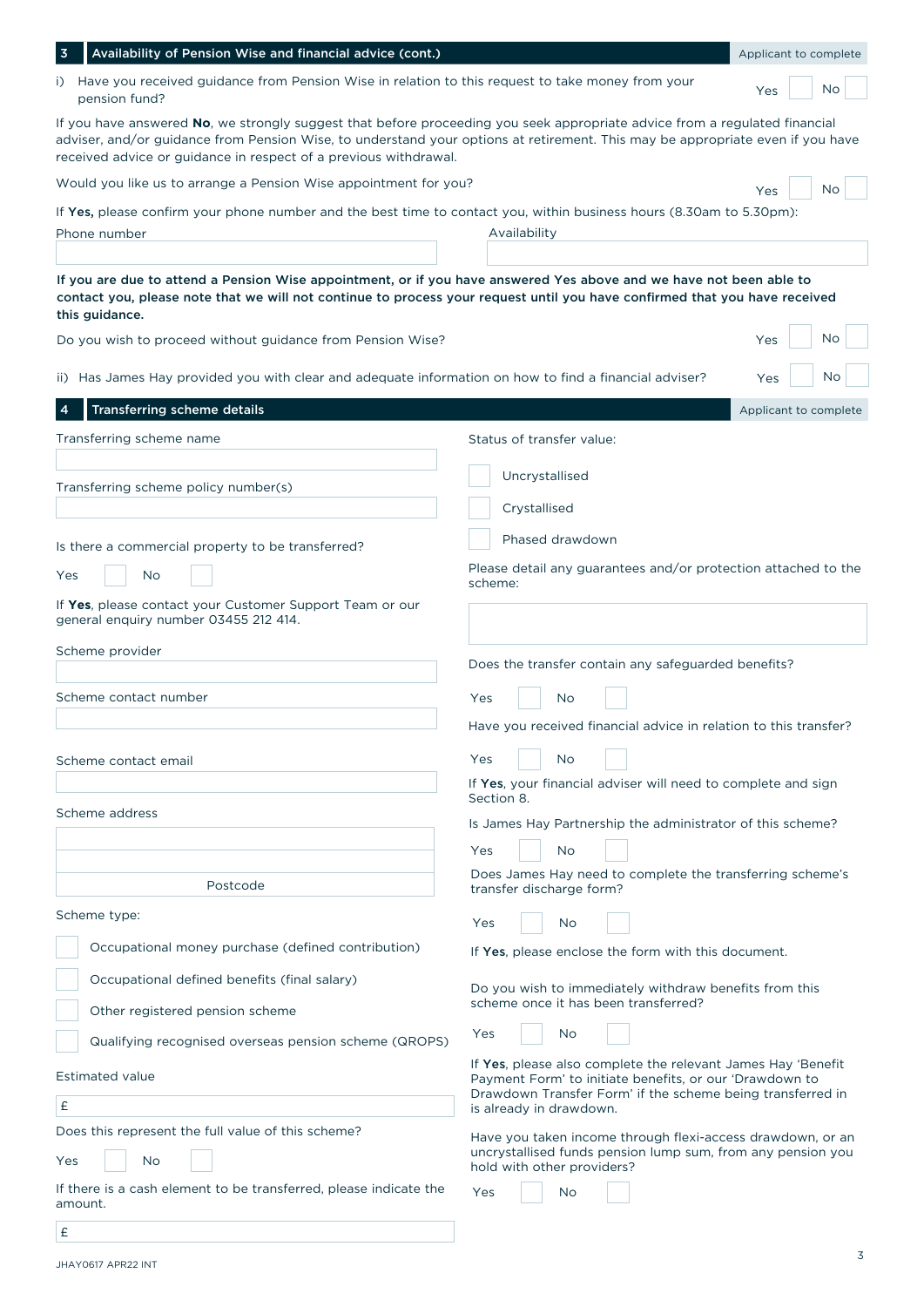## 3 Availability of Pension Wise and financial advice (cont.)

*Applicant to complete*

i) Have you received guidance from Pension Wise in relation to this request to take money from your pension fund? Yes ☐ No ☐

If you have answered **No**, we strongly suggest that before proceeding you seek appropriate advice from a regulated financial adviser, and/or guidance from Pension Wise, to understand your options at retirement. This may be appropriate even if you have received advice or guidance in respect of a previous withdrawal.

Would you like us to arrange a Pension Wise appointment for you? Yes ☐ No ☐

If **Yes**, please confirm your phone number and the best time to contact you, within business hours (8.30am to 5.30pm):

Phone number ______________ Availability ______________

**If you are due to attend a Pension Wise appointment, or if you have answered Yes above and we have not been able to contact you, please note that we will not continue to process your request until you have confirmed that you have received this guidance.**

Do you wish to proceed without guidance from Pension Wise? Yes ☐ No ☐

ii) Has James Hay provided you with clear and adequate information on how to find a financial adviser? Yes ☐ No ☐

## 4 Transferring scheme details

*Applicant to complete*

Transferring scheme name ______________

Transferring scheme policy number(s) ______________

Is there a commercial property to be transferred?

Yes ☐ No ☐

If **Yes**, please contact your Customer Support Team or our general enquiry number 03455 212 414.

Scheme provider ______________

Scheme contact number ______________

Scheme contact email ______________

Scheme address ______________

Postcode ______________

Scheme type:

☐ Occupational money purchase (defined contribution)

☐ Occupational defined benefits (final salary)

☐ Other registered pension scheme

☐ Qualifying recognised overseas pension scheme (QROPS)

Estimated value

£ ______________

Does this represent the full value of this scheme?

Yes ☐ No ☐

If there is a cash element to be transferred, please indicate the amount.

£ ______________

Status of transfer value:

☐ Uncrystallised

☐ Crystallised

☐ Phased drawdown

Please detail any guarantees and/or protection attached to the scheme:

______________

Does the transfer contain any safeguarded benefits?

Yes ☐ No ☐

Have you received financial advice in relation to this transfer?

Yes ☐ No ☐

If **Yes**, your financial adviser will need to complete and sign Section 8.

Is James Hay Partnership the administrator of this scheme?

Yes ☐ No ☐

Does James Hay need to complete the transferring scheme's transfer discharge form?

Yes ☐ No ☐

If **Yes**, please enclose the form with this document.

Do you wish to immediately withdraw benefits from this scheme once it has been transferred?

Yes ☐ No ☐

If **Yes**, please also complete the relevant James Hay 'Benefit Payment Form' to initiate benefits, or our 'Drawdown to Drawdown Transfer Form' if the scheme being transferred in is already in drawdown.

Have you taken income through flexi-access drawdown, or an uncrystallised funds pension lump sum, from any pension you hold with other providers?

Yes ☐ No ☐

JHAY0617 APR22 INT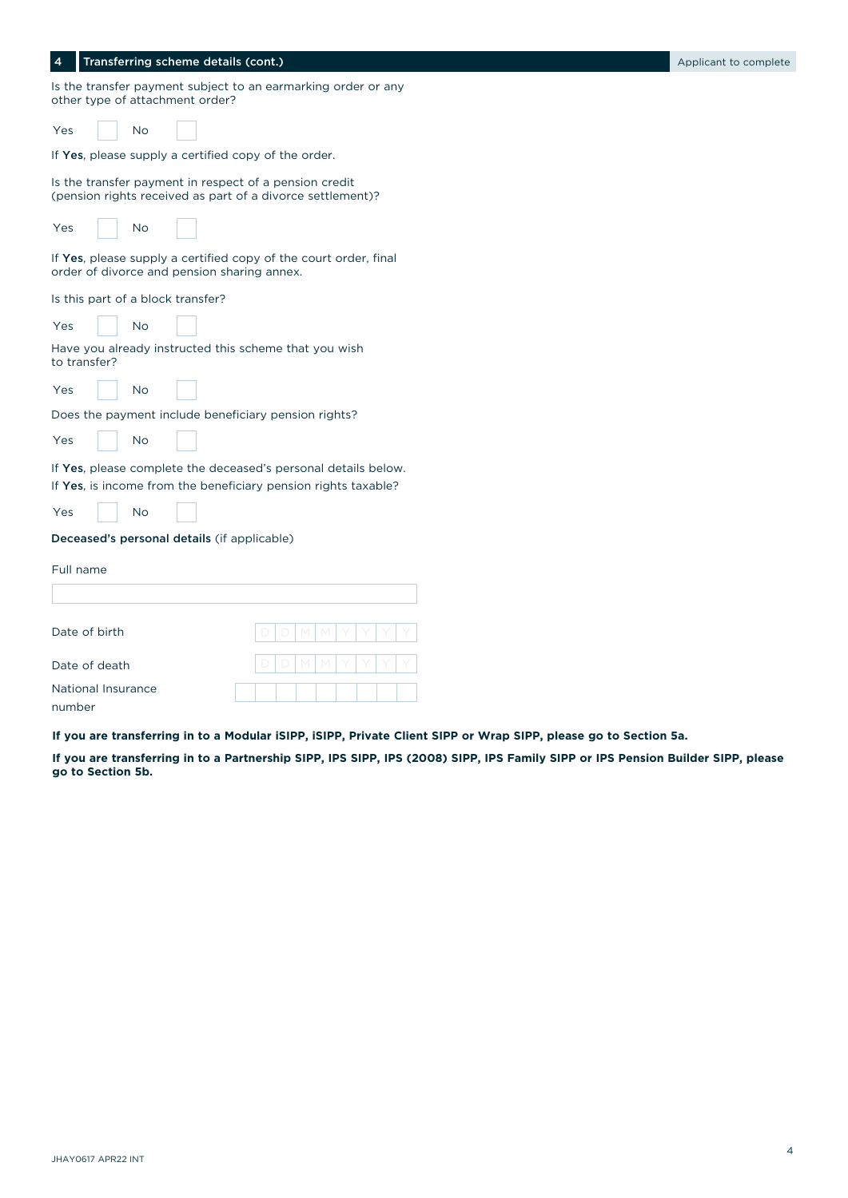## 4 Transferring scheme details (cont.)

Applicant to complete

Is the transfer payment subject to an earmarking order or any other type of attachment order?

Yes ☐ No ☐

If **Yes**, please supply a certified copy of the order.

Is the transfer payment in respect of a pension credit (pension rights received as part of a divorce settlement)?

Yes ☐ No ☐

If **Yes**, please supply a certified copy of the court order, final order of divorce and pension sharing annex.

Is this part of a block transfer?

Yes ☐ No ☐

Have you already instructed this scheme that you wish to transfer?

Yes ☐ No ☐

Does the payment include beneficiary pension rights?

Yes ☐ No ☐

If **Yes**, please complete the deceased's personal details below.

If **Yes**, is income from the beneficiary pension rights taxable?

Yes ☐ No ☐

**Deceased's personal details** (if applicable)

Full name

Date of birth D D M M Y Y Y Y

Date of death D D M M Y Y Y Y

National Insurance number

**If you are transferring in to a Modular iSIPP, iSIPP, Private Client SIPP or Wrap SIPP, please go to Section 5a.**

**If you are transferring in to a Partnership SIPP, IPS SIPP, IPS (2008) SIPP, IPS Family SIPP or IPS Pension Builder SIPP, please go to Section 5b.**

JHAY0617 APR22 INT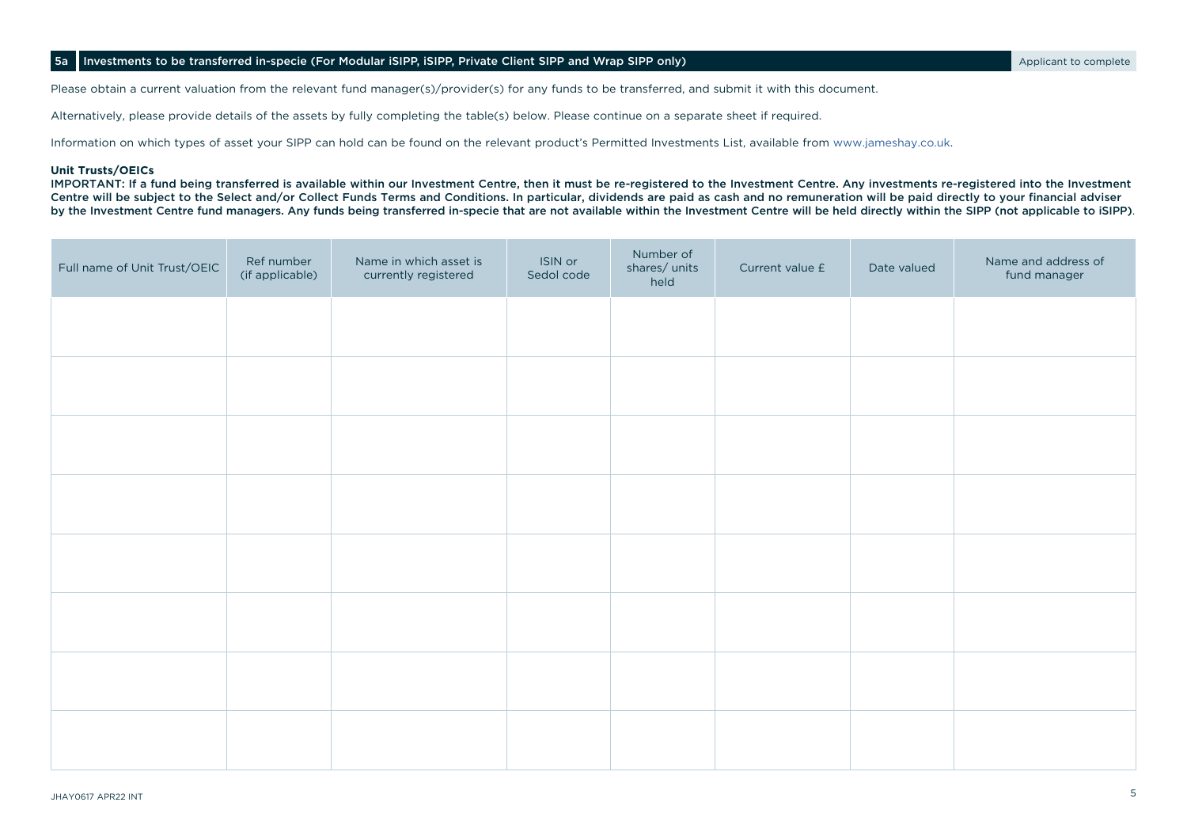## 5a Investments to be transferred in-specie (For Modular iSIPP, iSIPP, Private Client SIPP and Wrap SIPP only)

Applicant to complete

Please obtain a current valuation from the relevant fund manager(s)/provider(s) for any funds to be transferred, and submit it with this document.

Alternatively, please provide details of the assets by fully completing the table(s) below. Please continue on a separate sheet if required.

Information on which types of asset your SIPP can hold can be found on the relevant product's Permitted Investments List, available from www.jameshay.co.uk.

### Unit Trusts/OEICs

**IMPORTANT: If a fund being transferred is available within our Investment Centre, then it must be re-registered to the Investment Centre. Any investments re-registered into the Investment Centre will be subject to the Select and/or Collect Funds Terms and Conditions. In particular, dividends are paid as cash and no remuneration will be paid directly to your financial adviser by the Investment Centre fund managers. Any funds being transferred in-specie that are not available within the Investment Centre will be held directly within the SIPP (not applicable to iSIPP).**

| Full name of Unit Trust/OEIC | Ref number (if applicable) | Name in which asset is currently registered | ISIN or Sedol code | Number of shares/ units held | Current value £ | Date valued | Name and address of fund manager |
|---|---|---|---|---|---|---|---|
| | | | | | | | |
| | | | | | | | |
| | | | | | | | |
| | | | | | | | |
| | | | | | | | |
| | | | | | | | |
| | | | | | | | |
| | | | | | | | |

JHAY0617 APR22 INT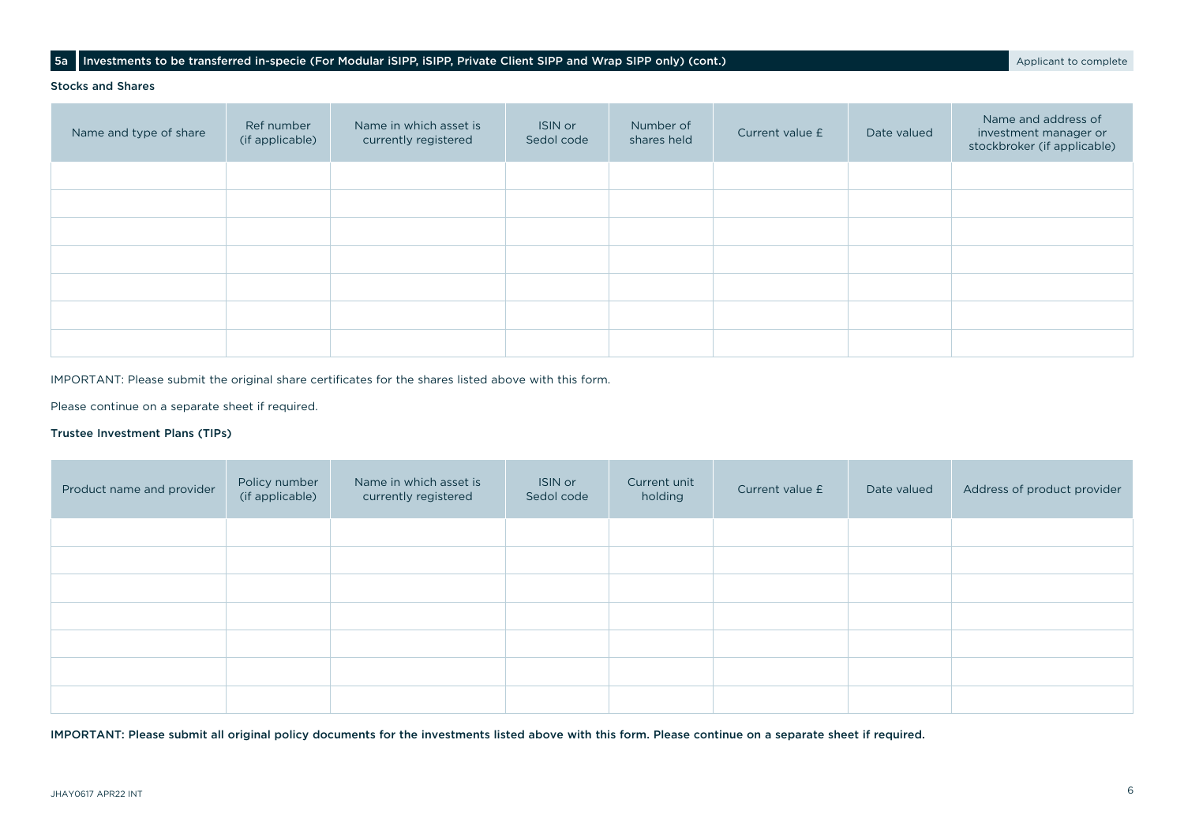## 5a Investments to be transferred in-specie (For Modular iSIPP, iSIPP, Private Client SIPP and Wrap SIPP only) (cont.)

Applicant to complete

### Stocks and Shares

| Name and type of share | Ref number (if applicable) | Name in which asset is currently registered | ISIN or Sedol code | Number of shares held | Current value £ | Date valued | Name and address of investment manager or stockbroker (if applicable) |
|---|---|---|---|---|---|---|---|
| | | | | | | | |
| | | | | | | | |
| | | | | | | | |
| | | | | | | | |
| | | | | | | | |
| | | | | | | | |
| | | | | | | | |

IMPORTANT: Please submit the original share certificates for the shares listed above with this form.

Please continue on a separate sheet if required.

### Trustee Investment Plans (TIPs)

| Product name and provider | Policy number (if applicable) | Name in which asset is currently registered | ISIN or Sedol code | Current unit holding | Current value £ | Date valued | Address of product provider |
|---|---|---|---|---|---|---|---|
| | | | | | | | |
| | | | | | | | |
| | | | | | | | |
| | | | | | | | |
| | | | | | | | |
| | | | | | | | |
| | | | | | | | |

**IMPORTANT: Please submit all original policy documents for the investments listed above with this form. Please continue on a separate sheet if required.**

JHAY0617 APR22 INT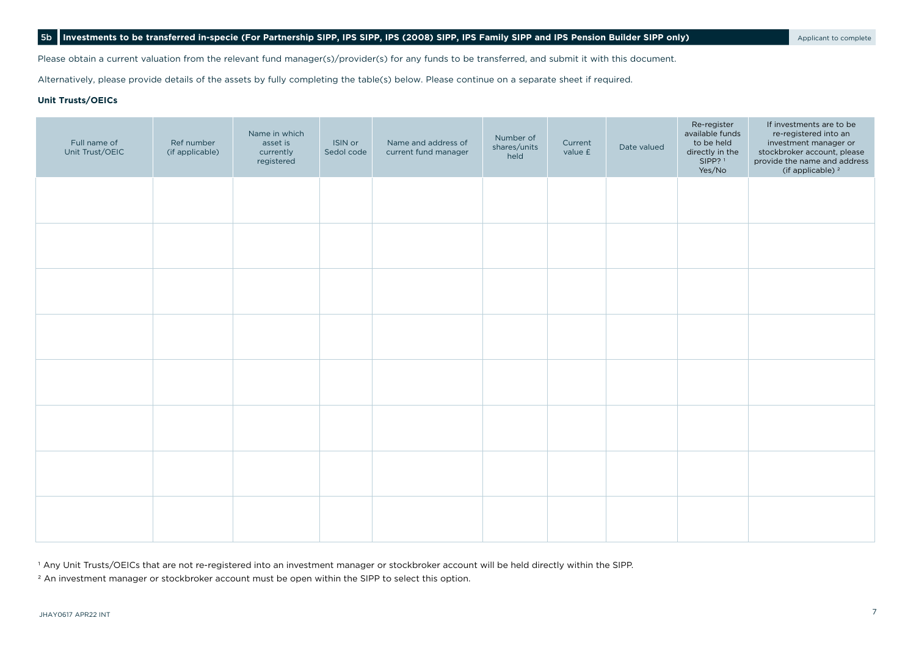## 5b Investments to be transferred in-specie (For Partnership SIPP, IPS SIPP, IPS (2008) SIPP, IPS Family SIPP and IPS Pension Builder SIPP only)

Applicant to complete

Please obtain a current valuation from the relevant fund manager(s)/provider(s) for any funds to be transferred, and submit it with this document.

Alternatively, please provide details of the assets by fully completing the table(s) below. Please continue on a separate sheet if required.

**Unit Trusts/OEICs**

| Full name of Unit Trust/OEIC | Ref number (if applicable) | Name in which asset is currently registered | ISIN or Sedol code | Name and address of current fund manager | Number of shares/units held | Current value £ | Date valued | Re-register available funds to be held directly in the SIPP? [1] Yes/No | If investments are to be re-registered into an investment manager or stockbroker account, please provide the name and address (if applicable) [2] |
|---|---|---|---|---|---|---|---|---|---|
| | | | | | | | | | |
| | | | | | | | | | |
| | | | | | | | | | |
| | | | | | | | | | |
| | | | | | | | | | |
| | | | | | | | | | |
| | | | | | | | | | |
| | | | | | | | | | |

[1] Any Unit Trusts/OEICs that are not re-registered into an investment manager or stockbroker account will be held directly within the SIPP.

[2] An investment manager or stockbroker account must be open within the SIPP to select this option.

JHAY0617 APR22 INT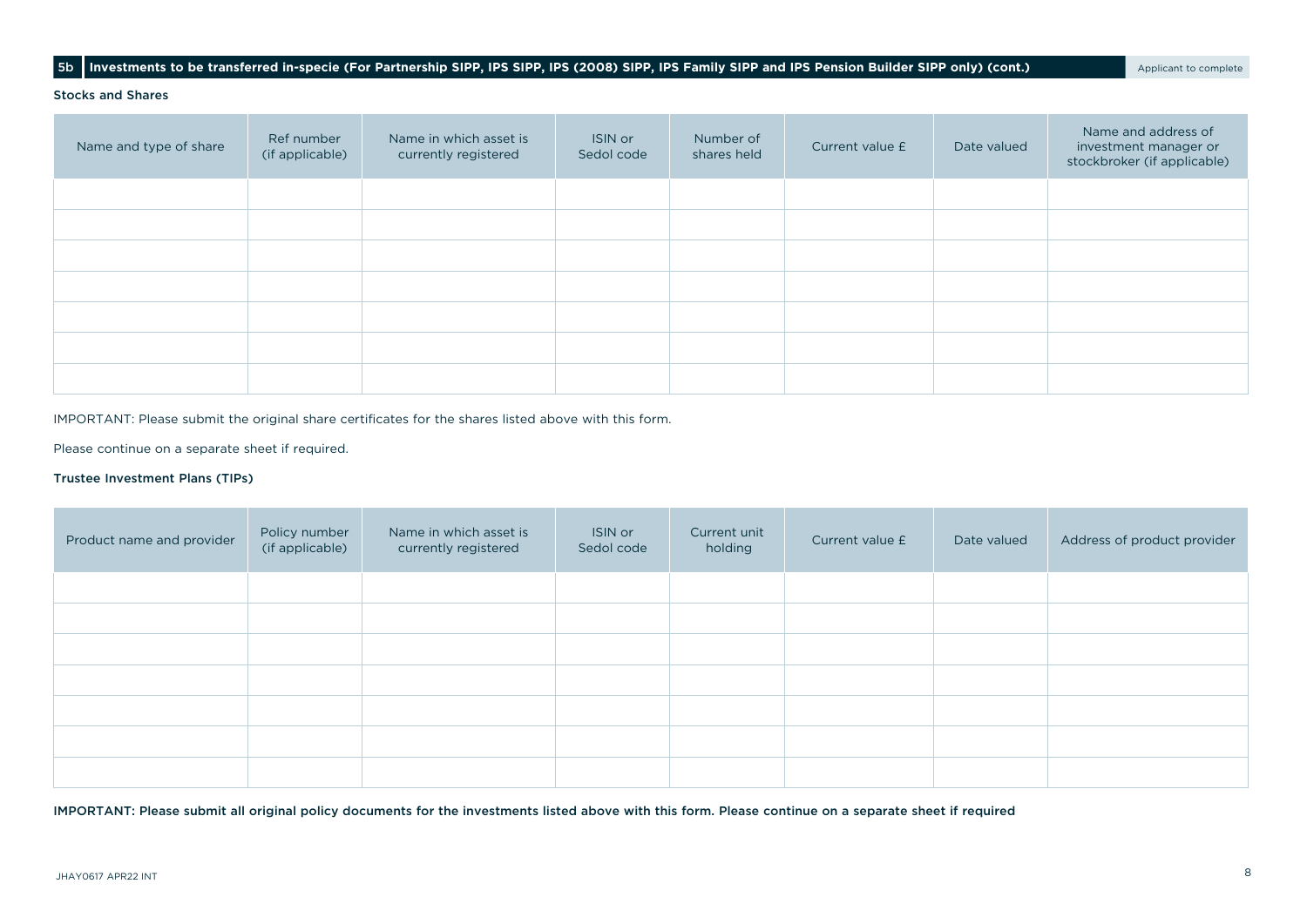## 5b Investments to be transferred in-specie (For Partnership SIPP, IPS SIPP, IPS (2008) SIPP, IPS Family SIPP and IPS Pension Builder SIPP only) (cont.)

Applicant to complete

### Stocks and Shares

| Name and type of share | Ref number (if applicable) | Name in which asset is currently registered | ISIN or Sedol code | Number of shares held | Current value £ | Date valued | Name and address of investment manager or stockbroker (if applicable) |
|---|---|---|---|---|---|---|---|
| | | | | | | | |
| | | | | | | | |
| | | | | | | | |
| | | | | | | | |
| | | | | | | | |
| | | | | | | | |
| | | | | | | | |

IMPORTANT: Please submit the original share certificates for the shares listed above with this form.

Please continue on a separate sheet if required.

### Trustee Investment Plans (TIPs)

| Product name and provider | Policy number (if applicable) | Name in which asset is currently registered | ISIN or Sedol code | Current unit holding | Current value £ | Date valued | Address of product provider |
|---|---|---|---|---|---|---|---|
| | | | | | | | |
| | | | | | | | |
| | | | | | | | |
| | | | | | | | |
| | | | | | | | |
| | | | | | | | |
| | | | | | | | |

**IMPORTANT: Please submit all original policy documents for the investments listed above with this form. Please continue on a separate sheet if required**

JHAY0617 APR22 INT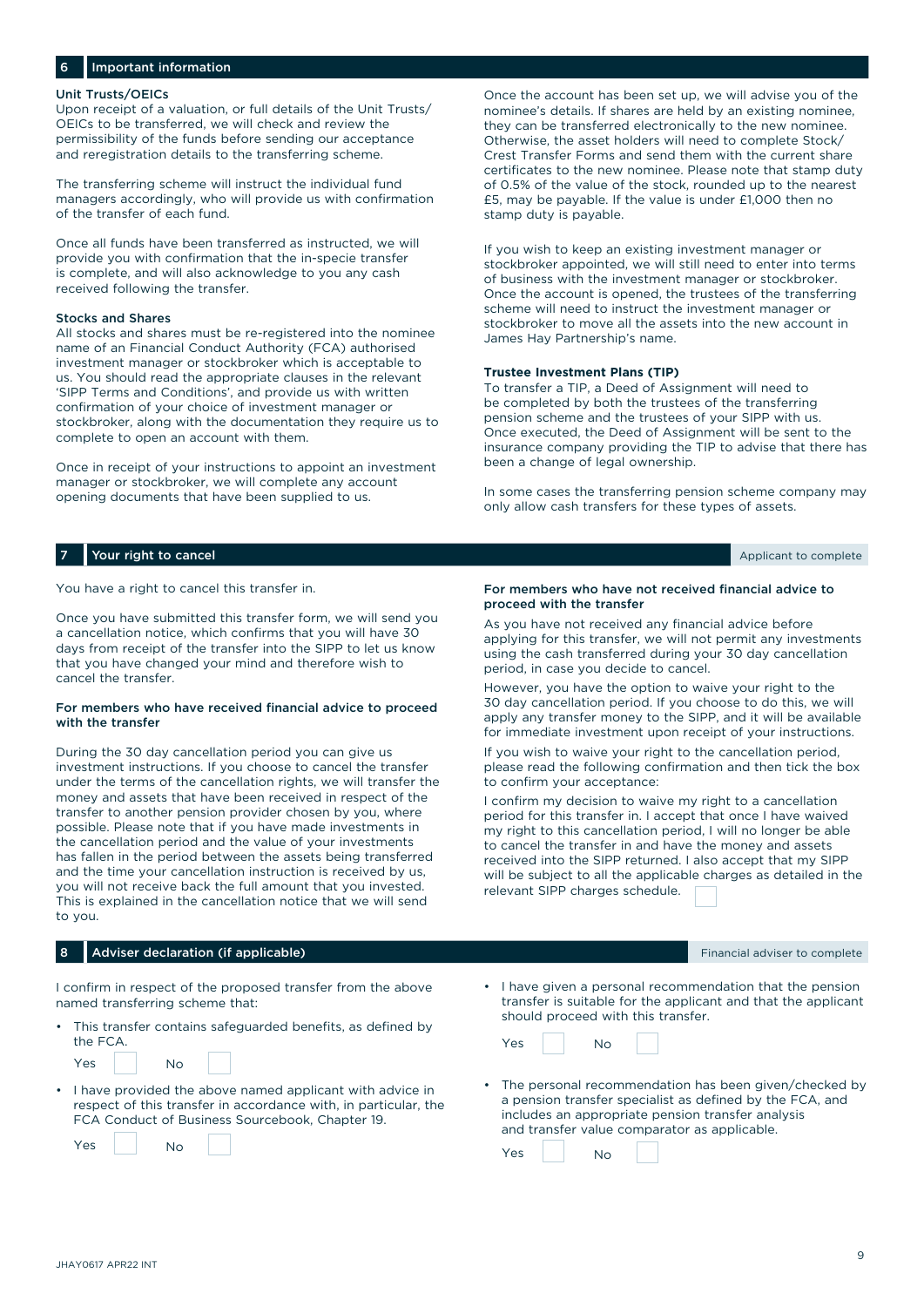## 6 Important information

### Unit Trusts/OEICs

Upon receipt of a valuation, or full details of the Unit Trusts/OEICs to be transferred, we will check and review the permissibility of the funds before sending our acceptance and reregistration details to the transferring scheme.

The transferring scheme will instruct the individual fund managers accordingly, who will provide us with confirmation of the transfer of each fund.

Once all funds have been transferred as instructed, we will provide you with confirmation that the in-specie transfer is complete, and will also acknowledge to you any cash received following the transfer.

### Stocks and Shares

All stocks and shares must be re-registered into the nominee name of an Financial Conduct Authority (FCA) authorised investment manager or stockbroker which is acceptable to us. You should read the appropriate clauses in the relevant 'SIPP Terms and Conditions', and provide us with written confirmation of your choice of investment manager or stockbroker, along with the documentation they require us to complete to open an account with them.

Once in receipt of your instructions to appoint an investment manager or stockbroker, we will complete any account opening documents that have been supplied to us.

Once the account has been set up, we will advise you of the nominee's details. If shares are held by an existing nominee, they can be transferred electronically to the new nominee. Otherwise, the asset holders will need to complete Stock/Crest Transfer Forms and send them with the current share certificates to the new nominee. Please note that stamp duty of 0.5% of the value of the stock, rounded up to the nearest £5, may be payable. If the value is under £1,000 then no stamp duty is payable.

If you wish to keep an existing investment manager or stockbroker appointed, we will still need to enter into terms of business with the investment manager or stockbroker. Once the account is opened, the trustees of the transferring scheme will need to instruct the investment manager or stockbroker to move all the assets into the new account in James Hay Partnership's name.

### Trustee Investment Plans (TIP)

To transfer a TIP, a Deed of Assignment will need to be completed by both the trustees of the transferring pension scheme and the trustees of your SIPP with us. Once executed, the Deed of Assignment will be sent to the insurance company providing the TIP to advise that there has been a change of legal ownership.

In some cases the transferring pension scheme company may only allow cash transfers for these types of assets.

## 7 Your right to cancel

Applicant to complete

You have a right to cancel this transfer in.

Once you have submitted this transfer form, we will send you a cancellation notice, which confirms that you will have 30 days from receipt of the transfer into the SIPP to let us know that you have changed your mind and therefore wish to cancel the transfer.

### For members who have received financial advice to proceed with the transfer

During the 30 day cancellation period you can give us investment instructions. If you choose to cancel the transfer under the terms of the cancellation rights, we will transfer the money and assets that have been received in respect of the transfer to another pension provider chosen by you, where possible. Please note that if you have made investments in the cancellation period and the value of your investments has fallen in the period between the assets being transferred and the time your cancellation instruction is received by us, you will not receive back the full amount that you invested. This is explained in the cancellation notice that we will send to you.

### For members who have not received financial advice to proceed with the transfer

As you have not received any financial advice before applying for this transfer, we will not permit any investments using the cash transferred during your 30 day cancellation period, in case you decide to cancel.

However, you have the option to waive your right to the 30 day cancellation period. If you choose to do this, we will apply any transfer money to the SIPP, and it will be available for immediate investment upon receipt of your instructions.

If you wish to waive your right to the cancellation period, please read the following confirmation and then tick the box to confirm your acceptance:

I confirm my decision to waive my right to a cancellation period for this transfer in. I accept that once I have waived my right to this cancellation period, I will no longer be able to cancel the transfer in and have the money and assets received into the SIPP returned. I also accept that my SIPP will be subject to all the applicable charges as detailed in the relevant SIPP charges schedule. ☐

## 8 Adviser declaration (if applicable)

Financial adviser to complete

I confirm in respect of the proposed transfer from the above named transferring scheme that:

- This transfer contains safeguarded benefits, as defined by the FCA.

  Yes ☐ No ☐

- I have provided the above named applicant with advice in respect of this transfer in accordance with, in particular, the FCA Conduct of Business Sourcebook, Chapter 19.

  Yes ☐ No ☐

- I have given a personal recommendation that the pension transfer is suitable for the applicant and that the applicant should proceed with this transfer.

  Yes ☐ No ☐

- The personal recommendation has been given/checked by a pension transfer specialist as defined by the FCA, and includes an appropriate pension transfer analysis and transfer value comparator as applicable.

  Yes ☐ No ☐

JHAY0617 APR22 INT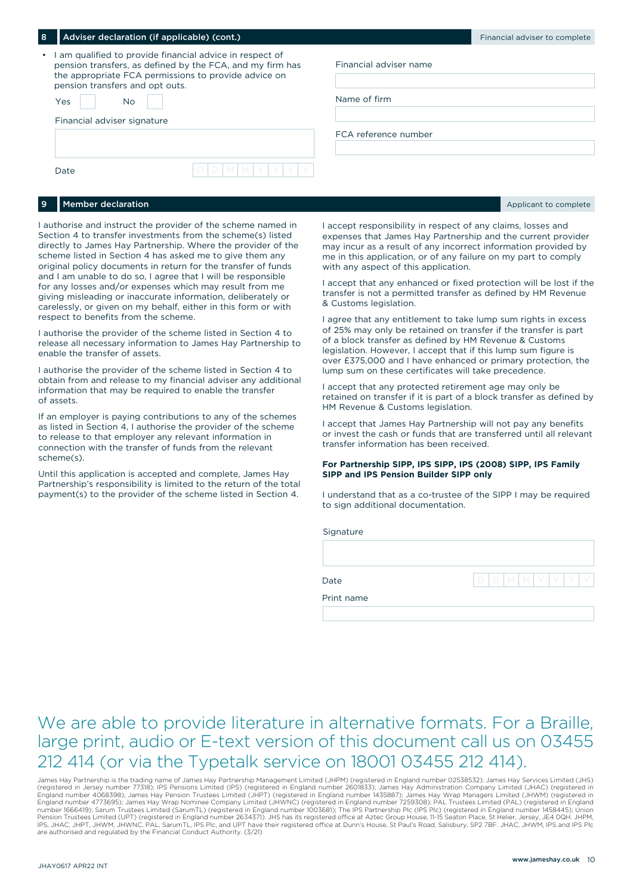## 8 Adviser declaration (if applicable) (cont.)

Financial adviser to complete

- I am qualified to provide financial advice in respect of pension transfers, as defined by the FCA, and my firm has the appropriate FCA permissions to provide advice on pension transfers and opt outs.

Yes ☐ No ☐

Financial adviser signature

Date D D M M Y Y Y Y

Financial adviser name

Name of firm

FCA reference number

## 9 Member declaration

Applicant to complete

I authorise and instruct the provider of the scheme named in Section 4 to transfer investments from the scheme(s) listed directly to James Hay Partnership. Where the provider of the scheme listed in Section 4 has asked me to give them any original policy documents in return for the transfer of funds and I am unable to do so, I agree that I will be responsible for any losses and/or expenses which may result from me giving misleading or inaccurate information, deliberately or carelessly, or given on my behalf, either in this form or with respect to benefits from the scheme.

I authorise the provider of the scheme listed in Section 4 to release all necessary information to James Hay Partnership to enable the transfer of assets.

I authorise the provider of the scheme listed in Section 4 to obtain from and release to my financial adviser any additional information that may be required to enable the transfer of assets.

If an employer is paying contributions to any of the schemes as listed in Section 4, I authorise the provider of the scheme to release to that employer any relevant information in connection with the transfer of funds from the relevant scheme(s).

Until this application is accepted and complete, James Hay Partnership's responsibility is limited to the return of the total payment(s) to the provider of the scheme listed in Section 4.

I accept responsibility in respect of any claims, losses and expenses that James Hay Partnership and the current provider may incur as a result of any incorrect information provided by me in this application, or of any failure on my part to comply with any aspect of this application.

I accept that any enhanced or fixed protection will be lost if the transfer is not a permitted transfer as defined by HM Revenue & Customs legislation.

I agree that any entitlement to take lump sum rights in excess of 25% may only be retained on transfer if the transfer is part of a block transfer as defined by HM Revenue & Customs legislation. However, I accept that if this lump sum figure is over £375,000 and I have enhanced or primary protection, the lump sum on these certificates will take precedence.

I accept that any protected retirement age may only be retained on transfer if it is part of a block transfer as defined by HM Revenue & Customs legislation.

I accept that James Hay Partnership will not pay any benefits or invest the cash or funds that are transferred until all relevant transfer information has been received.

**For Partnership SIPP, IPS SIPP, IPS (2008) SIPP, IPS Family SIPP and IPS Pension Builder SIPP only**

I understand that as a co-trustee of the SIPP I may be required to sign additional documentation.

Signature

Date D D M M Y Y Y Y

Print name

We are able to provide literature in alternative formats. For a Braille, large print, audio or E-text version of this document call us on 03455 212 414 (or via the Typetalk service on 18001 03455 212 414).

James Hay Partnership is the trading name of James Hay Partnership Management Limited (JHPM) (registered in England number 02538532); James Hay Services Limited (JHS) (registered in Jersey number 77318); IPS Pensions Limited (IPS) (registered in England number 2601833); James Hay Administration Company Limited (JHAC) (registered in England number 4068398); James Hay Pension Trustees Limited (JHPT) (registered in England number 1435887); James Hay Wrap Managers Limited (JHWM) (registered in England number 4773695); James Hay Wrap Nominee Company Limited (JHWNC) (registered in England number 7259308); PAL Trustees Limited (PAL) (registered in England number 1666419); Sarum Trustees Limited (SarumTL) (registered in England number 1003681); The IPS Partnership Plc (IPS Plc) (registered in England number 1458445); Union Pension Trustees Limited (UPT) (registered in England number 2634371). JHS has its registered office at Aztec Group House, 11-15 Seaton Place, St Helier, Jersey, JE4 0QH. JHPM, IPS, JHAC, JHPT, JHWM, JHWNC, PAL, SarumTL, IPS Plc, and UPT have their registered office at Dunn's House, St Paul's Road, Salisbury, SP2 7BF. JHAC, JHWM, IPS and IPS Plc are authorised and regulated by the Financial Conduct Authority. (3/21)

JHAY0617 APR22 INT

www.jameshay.co.uk